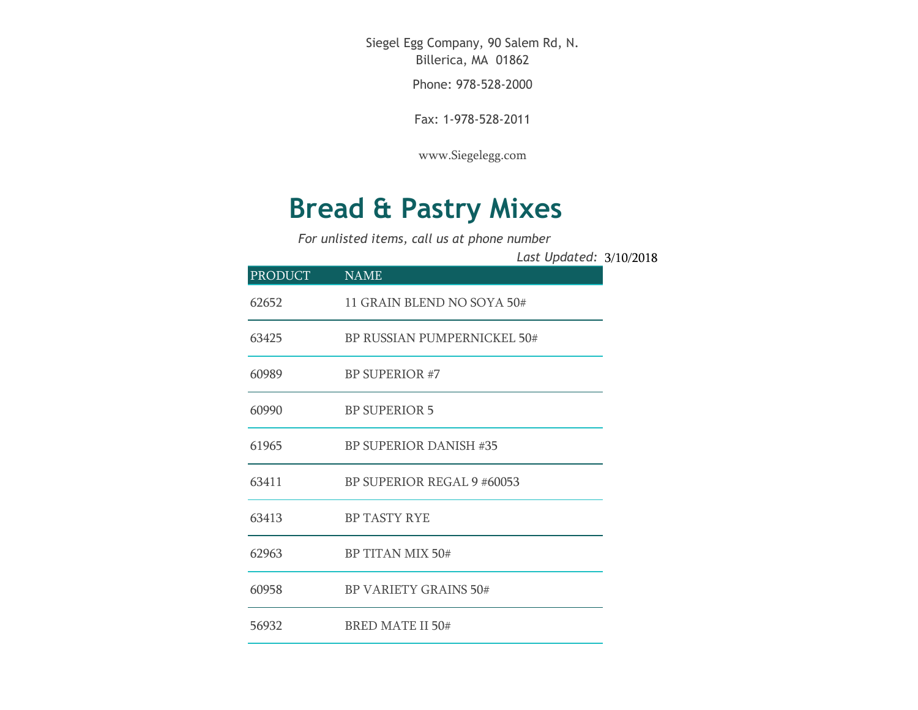Siegel Egg Company, 90 Salem Rd, N. Billerica, MA 01862

Phone: 978-528-2000

Fax: 1-978-528-2011

www.Siegelegg.com

# Bread & Pastry Mixes

*For unlisted items, call us at phone number*

*Last Updated:* 3/10/2018

| PRODUCT | NAME |
|---|---|
| 62652 | 11 GRAIN BLEND NO SOYA 50# |
| 63425 | BP RUSSIAN PUMPERNICKEL 50# |
| 60989 | BP SUPERIOR #7 |
| 60990 | BP SUPERIOR 5 |
| 61965 | BP SUPERIOR DANISH #35 |
| 63411 | BP SUPERIOR REGAL 9 #60053 |
| 63413 | BP TASTY RYE |
| 62963 | BP TITAN MIX 50# |
| 60958 | BP VARIETY GRAINS 50# |
| 56932 | BRED MATE II 50# |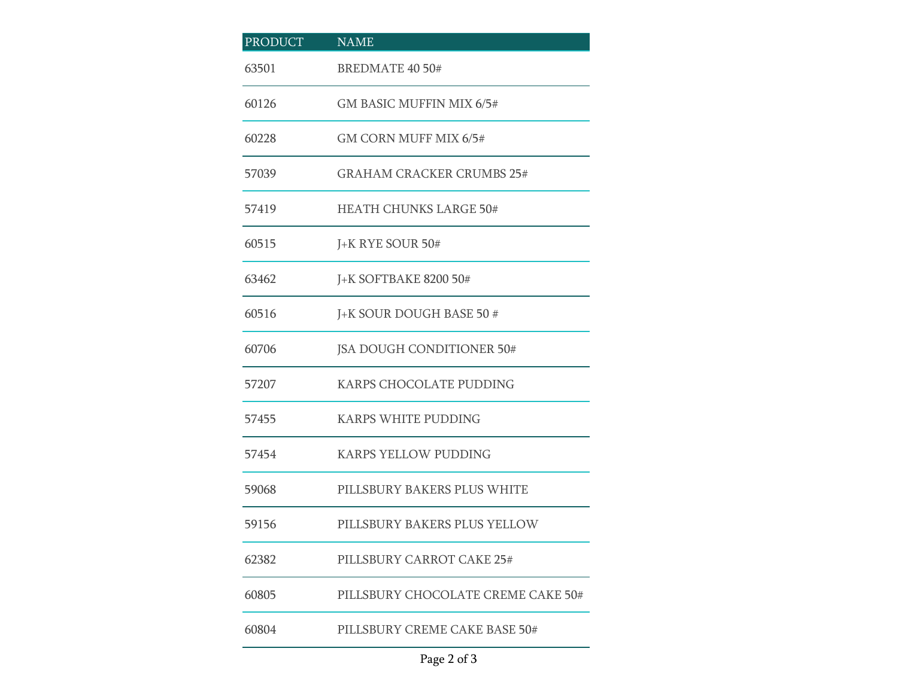| PRODUCT | NAME |
| --- | --- |
| 63501 | BREDMATE 40 50# |
| 60126 | GM BASIC MUFFIN MIX 6/5# |
| 60228 | GM CORN MUFF MIX 6/5# |
| 57039 | GRAHAM CRACKER CRUMBS 25# |
| 57419 | HEATH CHUNKS LARGE 50# |
| 60515 | J+K RYE SOUR 50# |
| 63462 | J+K SOFTBAKE 8200 50# |
| 60516 | J+K SOUR DOUGH BASE 50 # |
| 60706 | JSA DOUGH CONDITIONER 50# |
| 57207 | KARPS CHOCOLATE PUDDING |
| 57455 | KARPS WHITE PUDDING |
| 57454 | KARPS YELLOW PUDDING |
| 59068 | PILLSBURY BAKERS PLUS WHITE |
| 59156 | PILLSBURY BAKERS PLUS YELLOW |
| 62382 | PILLSBURY CARROT CAKE 25# |
| 60805 | PILLSBURY CHOCOLATE CREME CAKE 50# |
| 60804 | PILLSBURY CREME CAKE BASE 50# |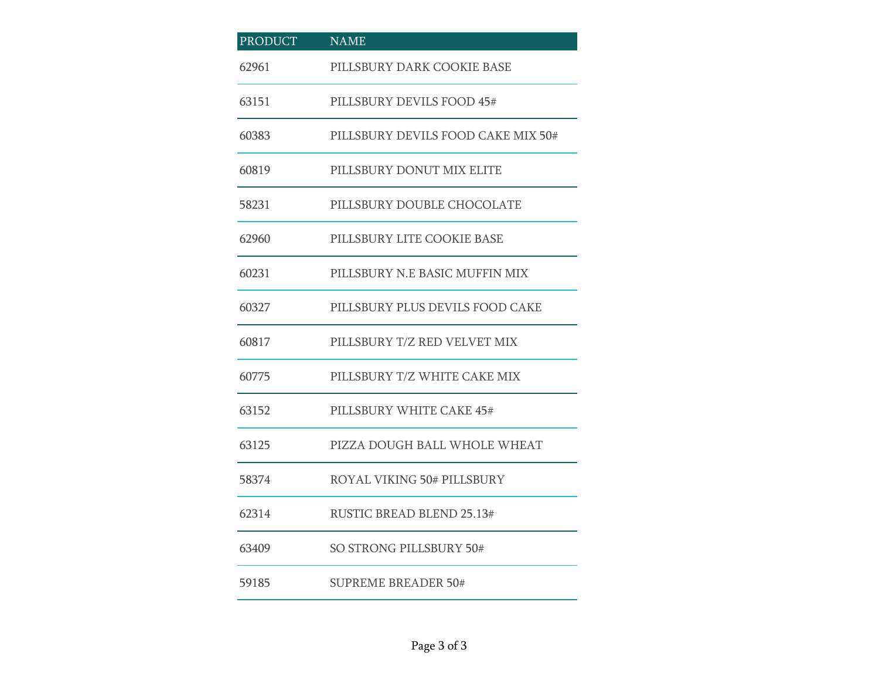| PRODUCT | NAME |
|---|---|
| 62961 | PILLSBURY DARK COOKIE BASE |
| 63151 | PILLSBURY DEVILS FOOD 45# |
| 60383 | PILLSBURY DEVILS FOOD CAKE MIX 50# |
| 60819 | PILLSBURY DONUT MIX ELITE |
| 58231 | PILLSBURY DOUBLE CHOCOLATE |
| 62960 | PILLSBURY LITE COOKIE BASE |
| 60231 | PILLSBURY N.E BASIC MUFFIN MIX |
| 60327 | PILLSBURY PLUS DEVILS FOOD CAKE |
| 60817 | PILLSBURY T/Z RED VELVET MIX |
| 60775 | PILLSBURY T/Z WHITE CAKE MIX |
| 63152 | PILLSBURY WHITE CAKE 45# |
| 63125 | PIZZA DOUGH BALL WHOLE WHEAT |
| 58374 | ROYAL VIKING 50# PILLSBURY |
| 62314 | RUSTIC BREAD BLEND 25.13# |
| 63409 | SO STRONG PILLSBURY 50# |
| 59185 | SUPREME BREADER 50# |